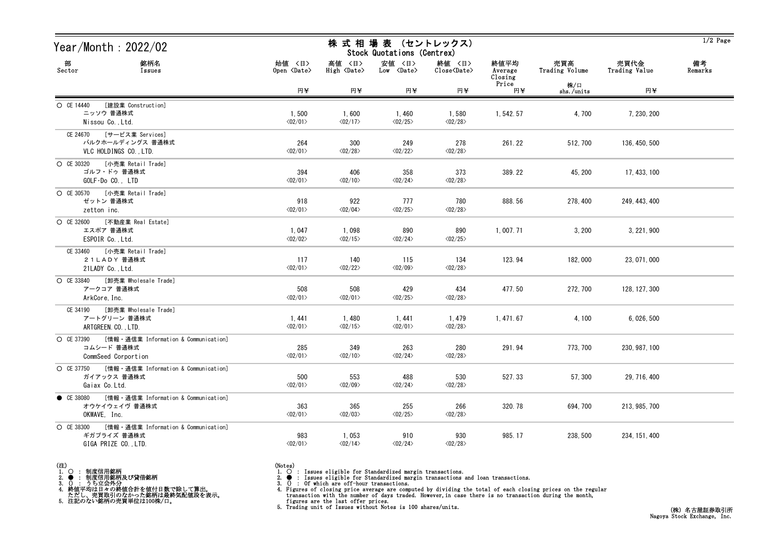# Year/Month : 2022/02

## 株 式 相 場 表 （セントレックス） Stock Quotations (Centrex)

| 部 Sector | 銘柄名 Issues | 始値 〈日〉 Open 〈Date〉 円¥ | 高値 〈日〉 High 〈Date〉 円¥ | 安値 〈日〉 Low 〈Date〉 円¥ | 終値 〈日〉 Close〈Date〉 円¥ | 終値平均 Average Closing Price 円¥ | 売買高 Trading Volume 株/口 shs./units | 売買代金 Trading Value 円¥ | 備考 Remarks |
|---|---|---|---|---|---|---|---|---|---|
| ○ CE 14440 [建設業 Construction] | ニッソウ 普通株式 Nissou Co.,Ltd. | 1,500 〈02/01〉 | 1,600 〈02/17〉 | 1,460 〈02/25〉 | 1,580 〈02/28〉 | 1,542.57 | 4,700 | 7,230,200 | |
| CE 24670 [サービス業 Services] | バルクホールディングス 普通株式 VLC HOLDINGS CO.,LTD. | 264 〈02/01〉 | 300 〈02/28〉 | 249 〈02/22〉 | 278 〈02/28〉 | 261.22 | 512,700 | 136,450,500 | |
| ○ CE 30320 [小売業 Retail Trade] | ゴルフ・ドゥ 普通株式 GOLF･Do CO., LTD | 394 〈02/01〉 | 406 〈02/10〉 | 358 〈02/24〉 | 373 〈02/28〉 | 389.22 | 45,200 | 17,433,100 | |
| ○ CE 30570 [小売業 Retail Trade] | ゼットン 普通株式 zetton inc. | 918 〈02/01〉 | 922 〈02/04〉 | 777 〈02/25〉 | 780 〈02/28〉 | 888.56 | 278,400 | 249,443,400 | |
| ○ CE 32600 [不動産業 Real Estate] | エスポア 普通株式 ESPOIR Co.,Ltd. | 1,047 〈02/02〉 | 1,098 〈02/15〉 | 890 〈02/24〉 | 890 〈02/25〉 | 1,007.71 | 3,200 | 3,221,900 | |
| CE 33460 [小売業 Retail Trade] | ２１ＬＡＤＹ 普通株式 21LADY Co.,Ltd. | 117 〈02/01〉 | 140 〈02/22〉 | 115 〈02/09〉 | 134 〈02/28〉 | 123.94 | 182,000 | 23,071,000 | |
| ○ CE 33840 [卸売業 Wholesale Trade] | アークコア 普通株式 ArkCore,Inc. | 508 〈02/01〉 | 508 〈02/01〉 | 429 〈02/25〉 | 434 〈02/28〉 | 477.50 | 272,700 | 128,127,300 | |
| CE 34190 [卸売業 Wholesale Trade] | アートグリーン 普通株式 ARTGREEN.CO.,LTD. | 1,441 〈02/01〉 | 1,480 〈02/15〉 | 1,441 〈02/01〉 | 1,479 〈02/28〉 | 1,471.67 | 4,100 | 6,026,500 | |
| ○ CE 37390 [情報・通信業 Information & Communication] | コムシード 普通株式 CommSeed Corportion | 285 〈02/01〉 | 349 〈02/10〉 | 263 〈02/24〉 | 280 〈02/28〉 | 291.94 | 773,700 | 230,987,100 | |
| ○ CE 37750 [情報・通信業 Information & Communication] | ガイアックス 普通株式 Gaiax Co.Ltd. | 500 〈02/01〉 | 553 〈02/09〉 | 488 〈02/24〉 | 530 〈02/28〉 | 527.33 | 57,300 | 29,716,400 | |
| ● CE 38080 [情報・通信業 Information & Communication] | オウケイウェイヴ 普通株式 OKWAVE, Inc. | 363 〈02/01〉 | 365 〈02/03〉 | 255 〈02/25〉 | 266 〈02/28〉 | 320.78 | 694,700 | 213,985,700 | |
| ○ CE 38300 [情報・通信業 Information & Communication] | ギガプライズ 普通株式 GIGA PRIZE CO.,LTD. | 983 〈02/01〉 | 1,053 〈02/14〉 | 910 〈02/24〉 | 930 〈02/28〉 | 985.17 | 238,500 | 234,151,400 | |

(注)
1. ○ ： 制度信用銘柄
2. ● ： 制度信用銘柄及び貸借銘柄
3. () ： うち立会外分
4. 終値平均は日々の終値合計を値付日数で除して算出。
   ただし、売買取引のなかった銘柄は最終気配値段を表示。
5. 注記のない銘柄の売買単位は100株/口。

(Notes)
1. ○ : Issues eligible for Standardized margin transactions.
2. ● : Issues eligible for Standardized margin transactions and loan transactions.
3. () : Of which are off-hour transactions.
4. Figures of closing price average are computed by dividing the total of each closing prices on the regular transaction with the number of days traded. However,in case there is no transaction during the month, figures are the last offer prices.
5. Trading unit of Issues without Notes is 100 shares/units.

(株) 名古屋証券取引所
Nagoya Stock Exchange, Inc.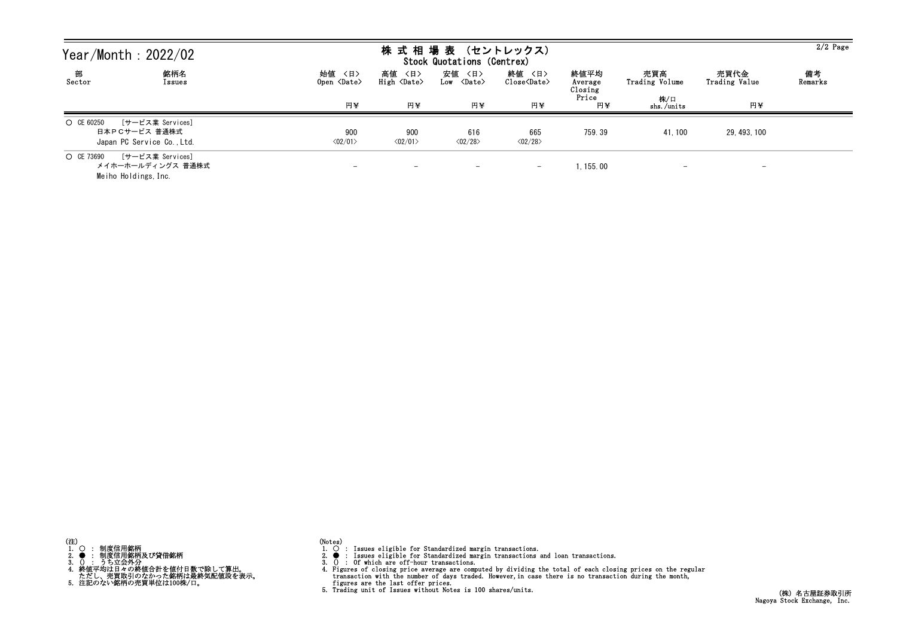# Year/Month : 2022/02

## 株 式 相 場 表 （セントレックス）
Stock Quotations (Centrex)

| 部 Sector | 銘柄名 Issues | 始値 <日> Open <Date> 円¥ | 高値 <日> High <Date> 円¥ | 安値 <日> Low <Date> 円¥ | 終値 <日> Close<Date> 円¥ | 終値平均 Average Closing Price 円¥ | 売買高 Trading Volume 株/口 shs./units | 売買代金 Trading Value 円¥ | 備考 Remarks |
|---|---|---|---|---|---|---|---|---|---|
| ○ CE 60250 | [サービス業 Services] 日本ＰＣサービス 普通株式 Japan PC Service Co.,Ltd. | 900 <02/01> | 900 <02/01> | 616 <02/28> | 665 <02/28> | 759.39 | 41,100 | 29,493,100 | |
| ○ CE 73690 | [サービス業 Services] メイホーホールディングス 普通株式 Meiho Holdings,Inc. | － | － | － | － | 1,155.00 | － | － | |

(注)
1. ○ : 制度信用銘柄
2. ● : 制度信用銘柄及び貸借銘柄
3. () : うち立会外分
4. 終値平均は日々の終値合計を値付日数で除して算出。
   ただし、売買取引のなかった銘柄は最終気配値段を表示。
5. 注記のない銘柄の売買単位は100株/口。

(Notes)
1. ○ : Issues eligible for Standardized margin transactions.
2. ● : Issues eligible for Standardized margin transactions and loan transactions.
3. () : Of which are off-hour transactions.
4. Figures of closing price average are computed by dividing the total of each closing prices on the regular transaction with the number of days traded. However,in case there is no transaction during the month, figures are the last offer prices.
5. Trading unit of Issues without Notes is 100 shares/units.

(株) 名古屋証券取引所
Nagoya Stock Exchange, Inc.